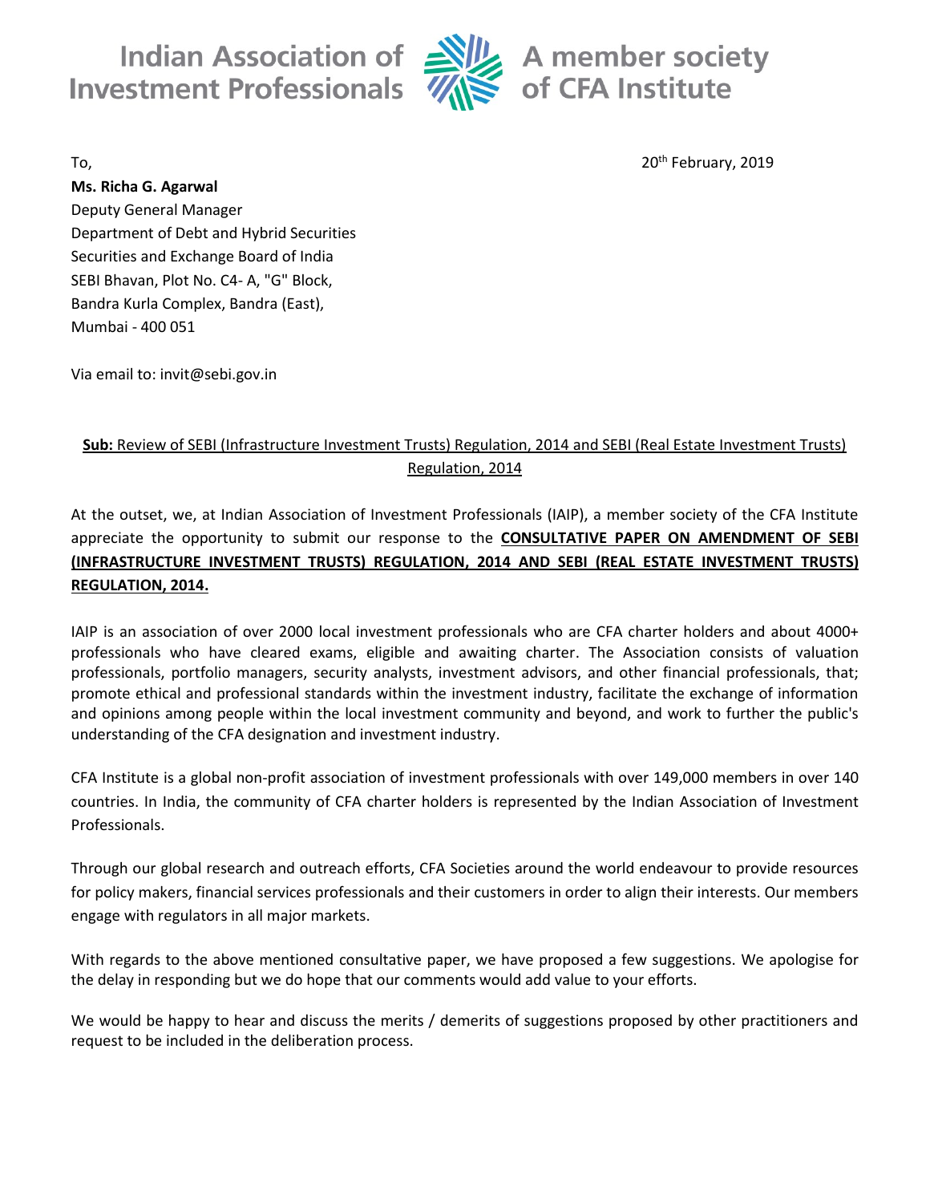Indian Association of Investment Professionals — A member society of CFA Institute

To,

20th February, 2019

**Ms. Richa G. Agarwal**
Deputy General Manager
Department of Debt and Hybrid Securities
Securities and Exchange Board of India
SEBI Bhavan, Plot No. C4- A, "G" Block,
Bandra Kurla Complex, Bandra (East),
Mumbai - 400 051

Via email to: invit@sebi.gov.in

**Sub:** Review of SEBI (Infrastructure Investment Trusts) Regulation, 2014 and SEBI (Real Estate Investment Trusts) Regulation, 2014

At the outset, we, at Indian Association of Investment Professionals (IAIP), a member society of the CFA Institute appreciate the opportunity to submit our response to the **CONSULTATIVE PAPER ON AMENDMENT OF SEBI (INFRASTRUCTURE INVESTMENT TRUSTS) REGULATION, 2014 AND SEBI (REAL ESTATE INVESTMENT TRUSTS) REGULATION, 2014.**

IAIP is an association of over 2000 local investment professionals who are CFA charter holders and about 4000+ professionals who have cleared exams, eligible and awaiting charter. The Association consists of valuation professionals, portfolio managers, security analysts, investment advisors, and other financial professionals, that; promote ethical and professional standards within the investment industry, facilitate the exchange of information and opinions among people within the local investment community and beyond, and work to further the public's understanding of the CFA designation and investment industry.

CFA Institute is a global non-profit association of investment professionals with over 149,000 members in over 140 countries. In India, the community of CFA charter holders is represented by the Indian Association of Investment Professionals.

Through our global research and outreach efforts, CFA Societies around the world endeavour to provide resources for policy makers, financial services professionals and their customers in order to align their interests. Our members engage with regulators in all major markets.

With regards to the above mentioned consultative paper, we have proposed a few suggestions. We apologise for the delay in responding but we do hope that our comments would add value to your efforts.

We would be happy to hear and discuss the merits / demerits of suggestions proposed by other practitioners and request to be included in the deliberation process.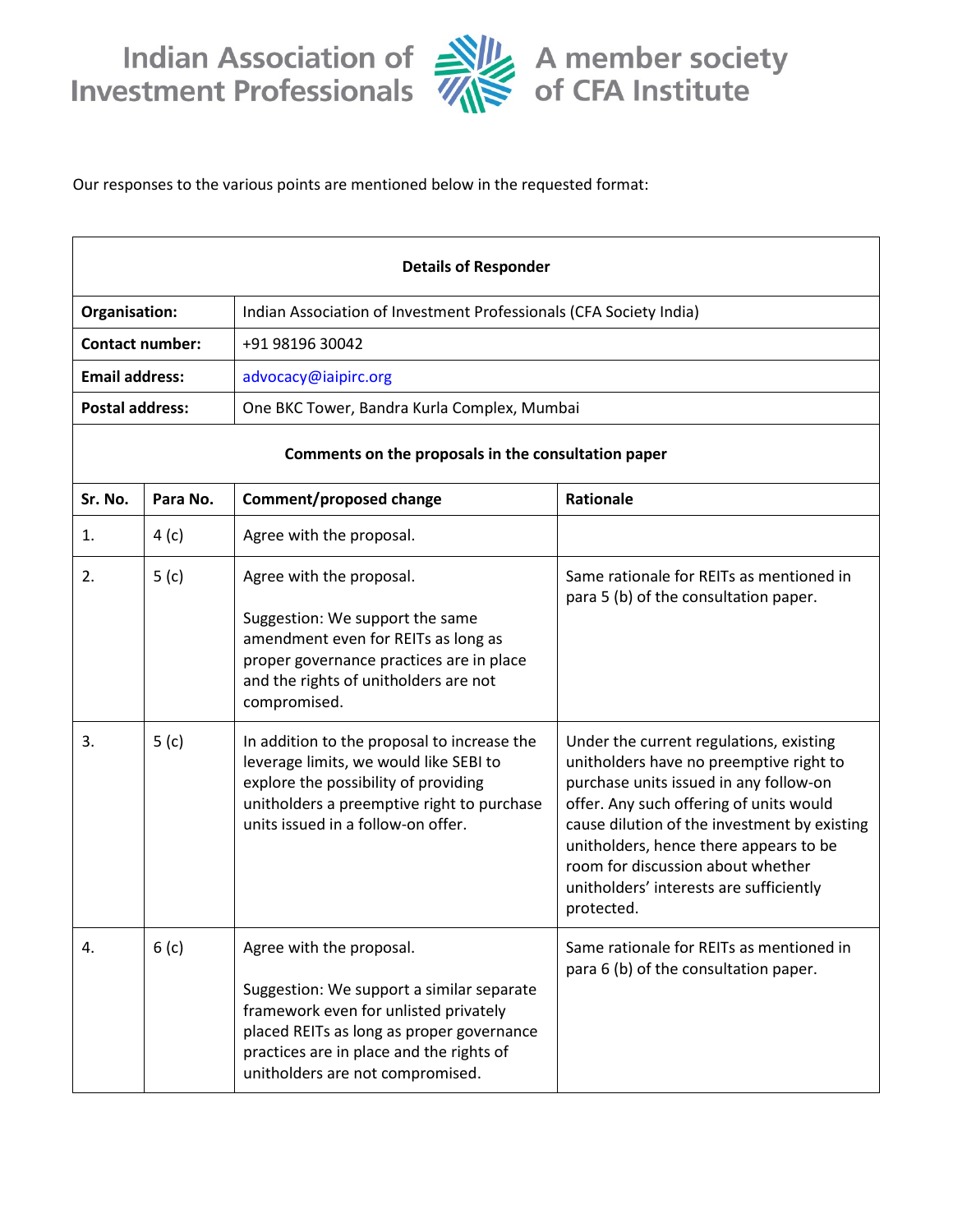Our responses to the various points are mentioned below in the requested format:

| Details of Responder | |
|---|---|
| **Organisation:** | Indian Association of Investment Professionals (CFA Society India) |
| **Contact number:** | +91 98196 30042 |
| **Email address:** | advocacy@iaipirc.org |
| **Postal address:** | One BKC Tower, Bandra Kurla Complex, Mumbai |

**Comments on the proposals in the consultation paper**

| Sr. No. | Para No. | Comment/proposed change | Rationale |
|---|---|---|---|
| 1. | 4 (c) | Agree with the proposal. | |
| 2. | 5 (c) | Agree with the proposal.<br><br>Suggestion: We support the same amendment even for REITs as long as proper governance practices are in place and the rights of unitholders are not compromised. | Same rationale for REITs as mentioned in para 5 (b) of the consultation paper. |
| 3. | 5 (c) | In addition to the proposal to increase the leverage limits, we would like SEBI to explore the possibility of providing unitholders a preemptive right to purchase units issued in a follow-on offer. | Under the current regulations, existing unitholders have no preemptive right to purchase units issued in any follow-on offer. Any such offering of units would cause dilution of the investment by existing unitholders, hence there appears to be room for discussion about whether unitholders' interests are sufficiently protected. |
| 4. | 6 (c) | Agree with the proposal.<br><br>Suggestion: We support a similar separate framework even for unlisted privately placed REITs as long as proper governance practices are in place and the rights of unitholders are not compromised. | Same rationale for REITs as mentioned in para 6 (b) of the consultation paper. |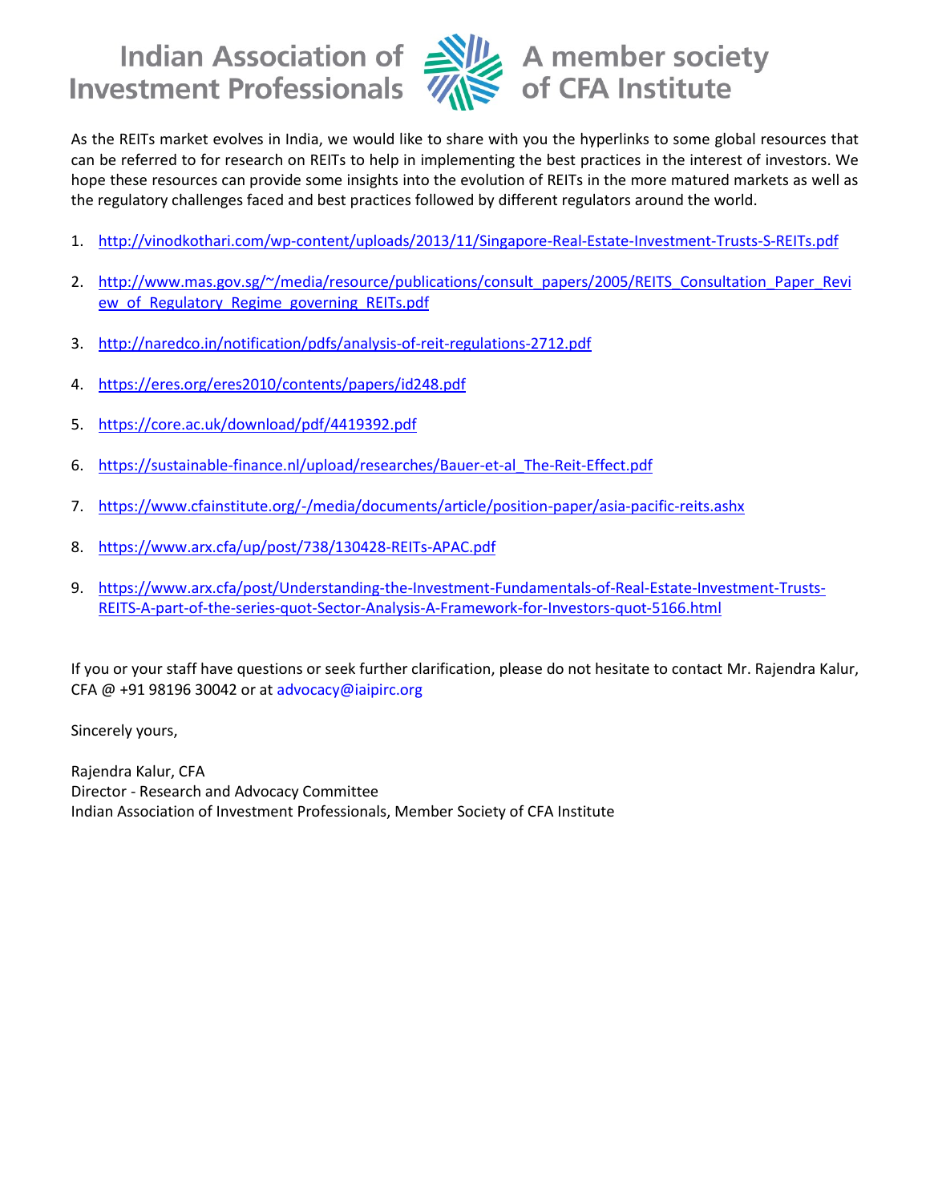Indian Association of Investment Professionals | A member society of CFA Institute

As the REITs market evolves in India, we would like to share with you the hyperlinks to some global resources that can be referred to for research on REITs to help in implementing the best practices in the interest of investors. We hope these resources can provide some insights into the evolution of REITs in the more matured markets as well as the regulatory challenges faced and best practices followed by different regulators around the world.

1. http://vinodkothari.com/wp-content/uploads/2013/11/Singapore-Real-Estate-Investment-Trusts-S-REITs.pdf
2. http://www.mas.gov.sg/~/media/resource/publications/consult_papers/2005/REITS_Consultation_Paper_Review_of_Regulatory_Regime_governing_REITs.pdf
3. http://naredco.in/notification/pdfs/analysis-of-reit-regulations-2712.pdf
4. https://eres.org/eres2010/contents/papers/id248.pdf
5. https://core.ac.uk/download/pdf/4419392.pdf
6. https://sustainable-finance.nl/upload/researches/Bauer-et-al_The-Reit-Effect.pdf
7. https://www.cfainstitute.org/-/media/documents/article/position-paper/asia-pacific-reits.ashx
8. https://www.arx.cfa/up/post/738/130428-REITs-APAC.pdf
9. https://www.arx.cfa/post/Understanding-the-Investment-Fundamentals-of-Real-Estate-Investment-Trusts-REITS-A-part-of-the-series-quot-Sector-Analysis-A-Framework-for-Investors-quot-5166.html

If you or your staff have questions or seek further clarification, please do not hesitate to contact Mr. Rajendra Kalur, CFA @ +91 98196 30042 or at advocacy@iaipirc.org

Sincerely yours,

Rajendra Kalur, CFA
Director - Research and Advocacy Committee
Indian Association of Investment Professionals, Member Society of CFA Institute